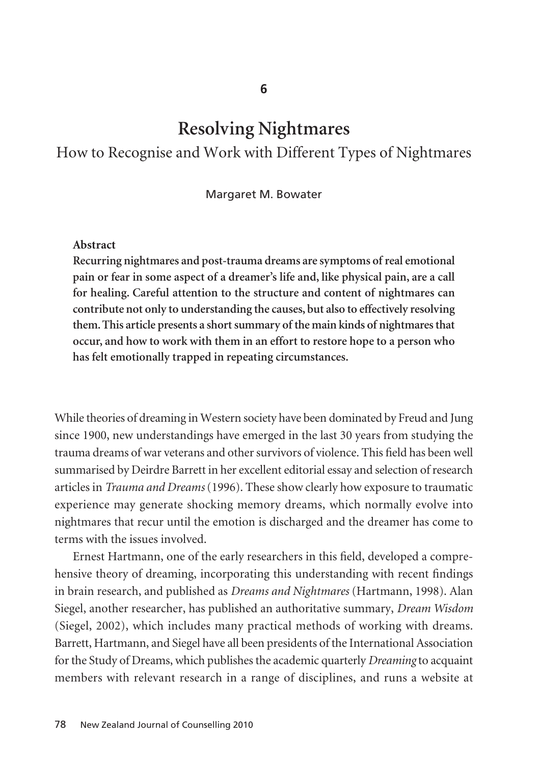6

# Resolving Nightmares

## How to Recognise and Work with Different Types of Nightmares

Margaret M. Bowater

**Abstract**

**Recurring nightmares and post-trauma dreams are symptoms of real emotional pain or fear in some aspect of a dreamer's life and, like physical pain, are a call for healing. Careful attention to the structure and content of nightmares can contribute not only to understanding the causes, but also to effectively resolving them. This article presents a short summary of the main kinds of nightmares that occur, and how to work with them in an effort to restore hope to a person who has felt emotionally trapped in repeating circumstances.**

While theories of dreaming in Western society have been dominated by Freud and Jung since 1900, new understandings have emerged in the last 30 years from studying the trauma dreams of war veterans and other survivors of violence. This field has been well summarised by Deirdre Barrett in her excellent editorial essay and selection of research articles in *Trauma and Dreams* (1996). These show clearly how exposure to traumatic experience may generate shocking memory dreams, which normally evolve into nightmares that recur until the emotion is discharged and the dreamer has come to terms with the issues involved.

Ernest Hartmann, one of the early researchers in this field, developed a comprehensive theory of dreaming, incorporating this understanding with recent findings in brain research, and published as *Dreams and Nightmares* (Hartmann, 1998). Alan Siegel, another researcher, has published an authoritative summary, *Dream Wisdom* (Siegel, 2002), which includes many practical methods of working with dreams. Barrett, Hartmann, and Siegel have all been presidents of the International Association for the Study of Dreams, which publishes the academic quarterly *Dreaming* to acquaint members with relevant research in a range of disciplines, and runs a website at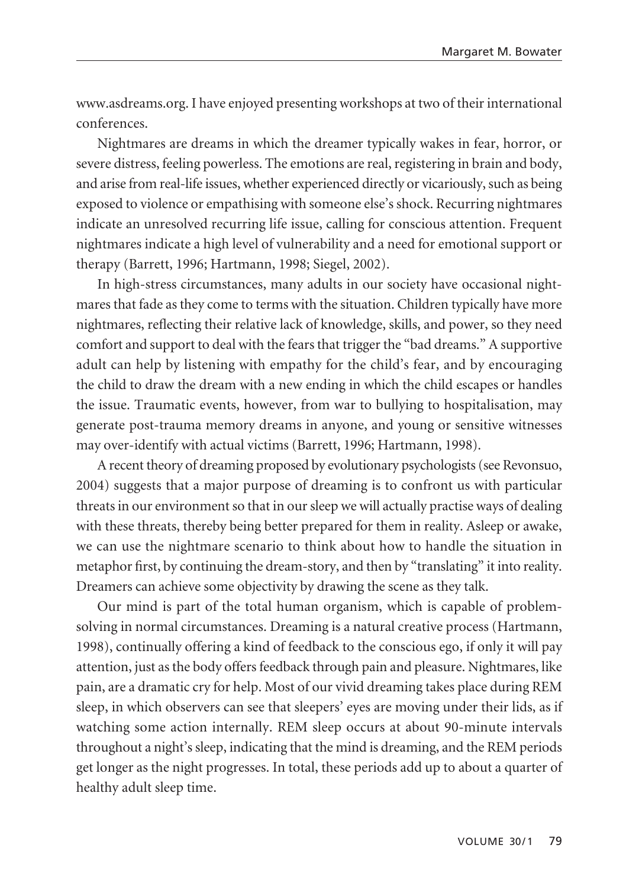www.asdreams.org. I have enjoyed presenting workshops at two of their international conferences.

Nightmares are dreams in which the dreamer typically wakes in fear, horror, or severe distress, feeling powerless. The emotions are real, registering in brain and body, and arise from real-life issues, whether experienced directly or vicariously, such as being exposed to violence or empathising with someone else's shock. Recurring nightmares indicate an unresolved recurring life issue, calling for conscious attention. Frequent nightmares indicate a high level of vulnerability and a need for emotional support or therapy (Barrett, 1996; Hartmann, 1998; Siegel, 2002).

In high-stress circumstances, many adults in our society have occasional nightmares that fade as they come to terms with the situation. Children typically have more nightmares, reflecting their relative lack of knowledge, skills, and power, so they need comfort and support to deal with the fears that trigger the "bad dreams." A supportive adult can help by listening with empathy for the child's fear, and by encouraging the child to draw the dream with a new ending in which the child escapes or handles the issue. Traumatic events, however, from war to bullying to hospitalisation, may generate post-trauma memory dreams in anyone, and young or sensitive witnesses may over-identify with actual victims (Barrett, 1996; Hartmann, 1998).

A recent theory of dreaming proposed by evolutionary psychologists (see Revonsuo, 2004) suggests that a major purpose of dreaming is to confront us with particular threats in our environment so that in our sleep we will actually practise ways of dealing with these threats, thereby being better prepared for them in reality. Asleep or awake, we can use the nightmare scenario to think about how to handle the situation in metaphor first, by continuing the dream-story, and then by "translating" it into reality. Dreamers can achieve some objectivity by drawing the scene as they talk.

Our mind is part of the total human organism, which is capable of problem-solving in normal circumstances. Dreaming is a natural creative process (Hartmann, 1998), continually offering a kind of feedback to the conscious ego, if only it will pay attention, just as the body offers feedback through pain and pleasure. Nightmares, like pain, are a dramatic cry for help. Most of our vivid dreaming takes place during REM sleep, in which observers can see that sleepers' eyes are moving under their lids, as if watching some action internally. REM sleep occurs at about 90-minute intervals throughout a night's sleep, indicating that the mind is dreaming, and the REM periods get longer as the night progresses. In total, these periods add up to about a quarter of healthy adult sleep time.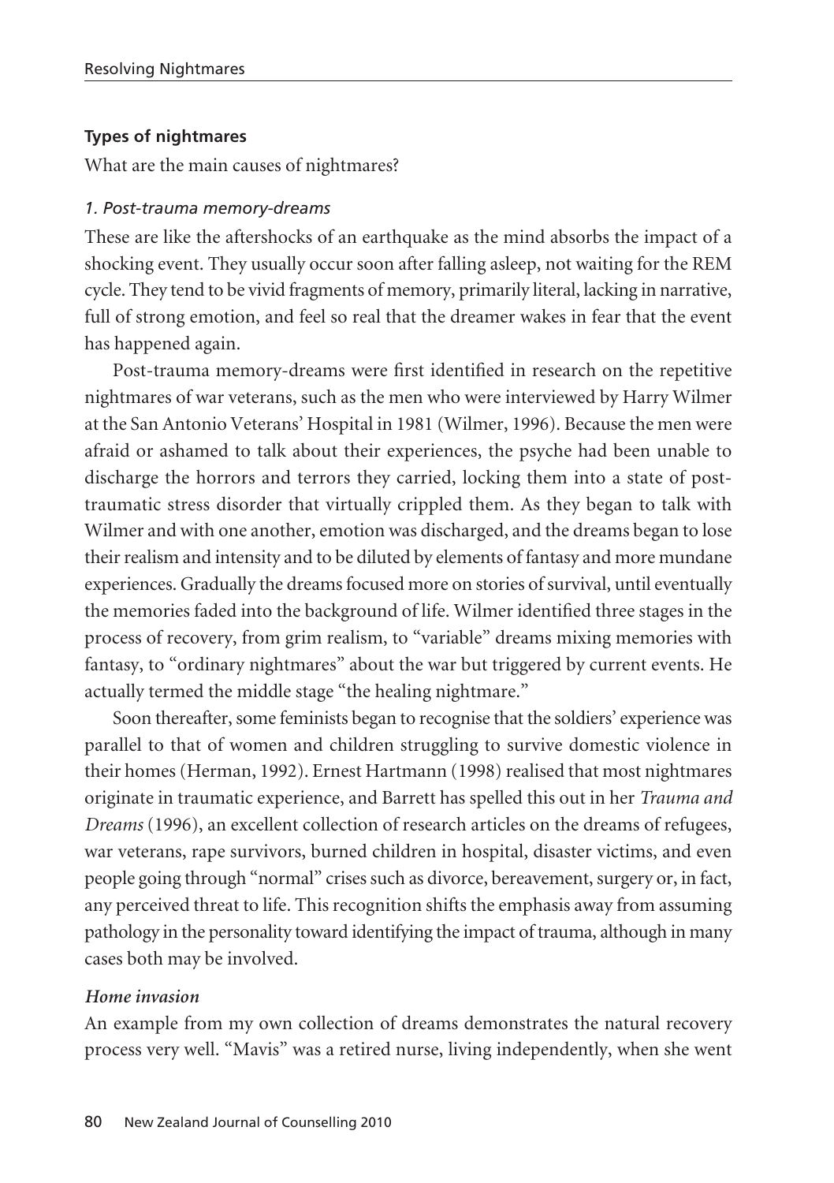### Types of nightmares

What are the main causes of nightmares?

#### *1. Post-trauma memory-dreams*

These are like the aftershocks of an earthquake as the mind absorbs the impact of a shocking event. They usually occur soon after falling asleep, not waiting for the REM cycle. They tend to be vivid fragments of memory, primarily literal, lacking in narrative, full of strong emotion, and feel so real that the dreamer wakes in fear that the event has happened again.

Post-trauma memory-dreams were first identified in research on the repetitive nightmares of war veterans, such as the men who were interviewed by Harry Wilmer at the San Antonio Veterans' Hospital in 1981 (Wilmer, 1996). Because the men were afraid or ashamed to talk about their experiences, the psyche had been unable to discharge the horrors and terrors they carried, locking them into a state of post-traumatic stress disorder that virtually crippled them. As they began to talk with Wilmer and with one another, emotion was discharged, and the dreams began to lose their realism and intensity and to be diluted by elements of fantasy and more mundane experiences. Gradually the dreams focused more on stories of survival, until eventually the memories faded into the background of life. Wilmer identified three stages in the process of recovery, from grim realism, to "variable" dreams mixing memories with fantasy, to "ordinary nightmares" about the war but triggered by current events. He actually termed the middle stage "the healing nightmare."

Soon thereafter, some feminists began to recognise that the soldiers' experience was parallel to that of women and children struggling to survive domestic violence in their homes (Herman, 1992). Ernest Hartmann (1998) realised that most nightmares originate in traumatic experience, and Barrett has spelled this out in her *Trauma and Dreams* (1996), an excellent collection of research articles on the dreams of refugees, war veterans, rape survivors, burned children in hospital, disaster victims, and even people going through "normal" crises such as divorce, bereavement, surgery or, in fact, any perceived threat to life. This recognition shifts the emphasis away from assuming pathology in the personality toward identifying the impact of trauma, although in many cases both may be involved.

#### *Home invasion*

An example from my own collection of dreams demonstrates the natural recovery process very well. "Mavis" was a retired nurse, living independently, when she went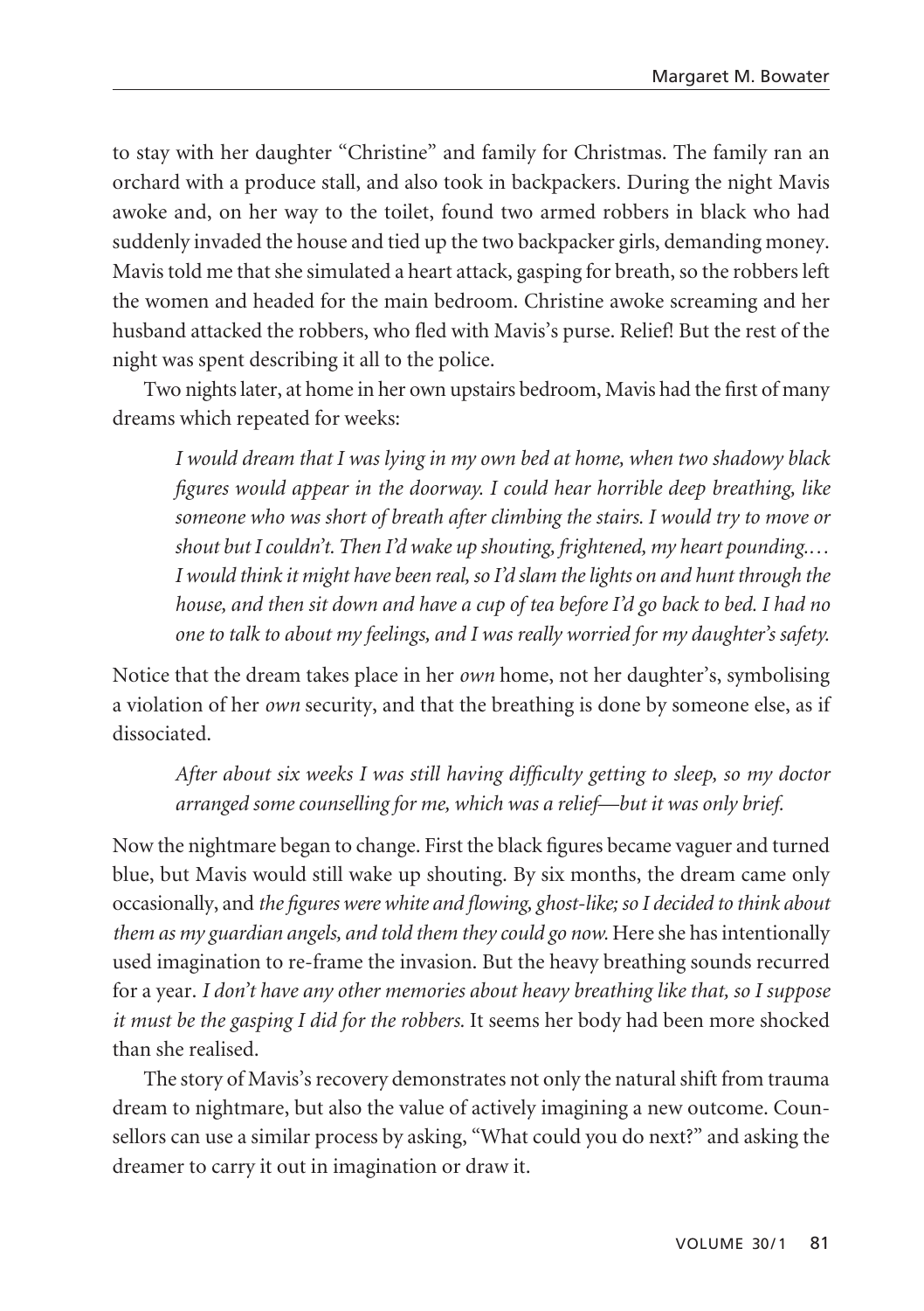to stay with her daughter "Christine" and family for Christmas. The family ran an orchard with a produce stall, and also took in backpackers. During the night Mavis awoke and, on her way to the toilet, found two armed robbers in black who had suddenly invaded the house and tied up the two backpacker girls, demanding money. Mavis told me that she simulated a heart attack, gasping for breath, so the robbers left the women and headed for the main bedroom. Christine awoke screaming and her husband attacked the robbers, who fled with Mavis's purse. Relief! But the rest of the night was spent describing it all to the police.

Two nights later, at home in her own upstairs bedroom, Mavis had the first of many dreams which repeated for weeks:

> *I would dream that I was lying in my own bed at home, when two shadowy black figures would appear in the doorway. I could hear horrible deep breathing, like someone who was short of breath after climbing the stairs. I would try to move or shout but I couldn't. Then I'd wake up shouting, frightened, my heart pounding.… I would think it might have been real, so I'd slam the lights on and hunt through the house, and then sit down and have a cup of tea before I'd go back to bed. I had no one to talk to about my feelings, and I was really worried for my daughter's safety.*

Notice that the dream takes place in her *own* home, not her daughter's, symbolising a violation of her *own* security, and that the breathing is done by someone else, as if dissociated.

> *After about six weeks I was still having difficulty getting to sleep, so my doctor arranged some counselling for me, which was a relief—but it was only brief.*

Now the nightmare began to change. First the black figures became vaguer and turned blue, but Mavis would still wake up shouting. By six months, the dream came only occasionally, and *the figures were white and flowing, ghost-like; so I decided to think about them as my guardian angels, and told them they could go now.* Here she has intentionally used imagination to re-frame the invasion. But the heavy breathing sounds recurred for a year. *I don't have any other memories about heavy breathing like that, so I suppose it must be the gasping I did for the robbers.* It seems her body had been more shocked than she realised.

The story of Mavis's recovery demonstrates not only the natural shift from trauma dream to nightmare, but also the value of actively imagining a new outcome. Counsellors can use a similar process by asking, "What could you do next?" and asking the dreamer to carry it out in imagination or draw it.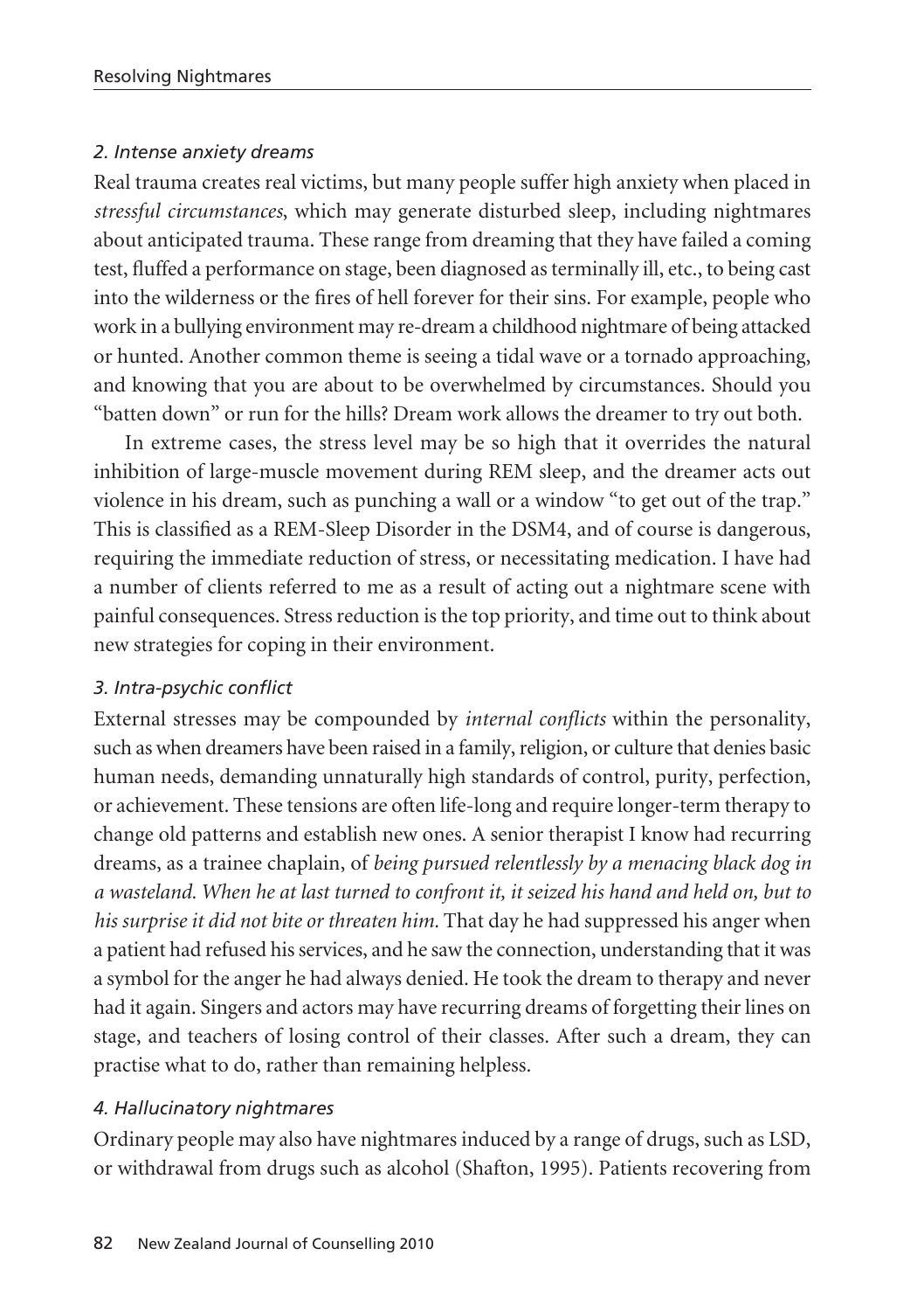*2. Intense anxiety dreams*

Real trauma creates real victims, but many people suffer high anxiety when placed in *stressful circumstances*, which may generate disturbed sleep, including nightmares about anticipated trauma. These range from dreaming that they have failed a coming test, fluffed a performance on stage, been diagnosed as terminally ill, etc., to being cast into the wilderness or the fires of hell forever for their sins. For example, people who work in a bullying environment may re-dream a childhood nightmare of being attacked or hunted. Another common theme is seeing a tidal wave or a tornado approaching, and knowing that you are about to be overwhelmed by circumstances. Should you "batten down" or run for the hills? Dream work allows the dreamer to try out both.

In extreme cases, the stress level may be so high that it overrides the natural inhibition of large-muscle movement during REM sleep, and the dreamer acts out violence in his dream, such as punching a wall or a window "to get out of the trap." This is classified as a REM-Sleep Disorder in the DSM4, and of course is dangerous, requiring the immediate reduction of stress, or necessitating medication. I have had a number of clients referred to me as a result of acting out a nightmare scene with painful consequences. Stress reduction is the top priority, and time out to think about new strategies for coping in their environment.

*3. Intra-psychic conflict*

External stresses may be compounded by *internal conflicts* within the personality, such as when dreamers have been raised in a family, religion, or culture that denies basic human needs, demanding unnaturally high standards of control, purity, perfection, or achievement. These tensions are often life-long and require longer-term therapy to change old patterns and establish new ones. A senior therapist I know had recurring dreams, as a trainee chaplain, of *being pursued relentlessly by a menacing black dog in a wasteland. When he at last turned to confront it, it seized his hand and held on, but to his surprise it did not bite or threaten him.* That day he had suppressed his anger when a patient had refused his services, and he saw the connection, understanding that it was a symbol for the anger he had always denied. He took the dream to therapy and never had it again. Singers and actors may have recurring dreams of forgetting their lines on stage, and teachers of losing control of their classes. After such a dream, they can practise what to do, rather than remaining helpless.

*4. Hallucinatory nightmares*

Ordinary people may also have nightmares induced by a range of drugs, such as LSD, or withdrawal from drugs such as alcohol (Shafton, 1995). Patients recovering from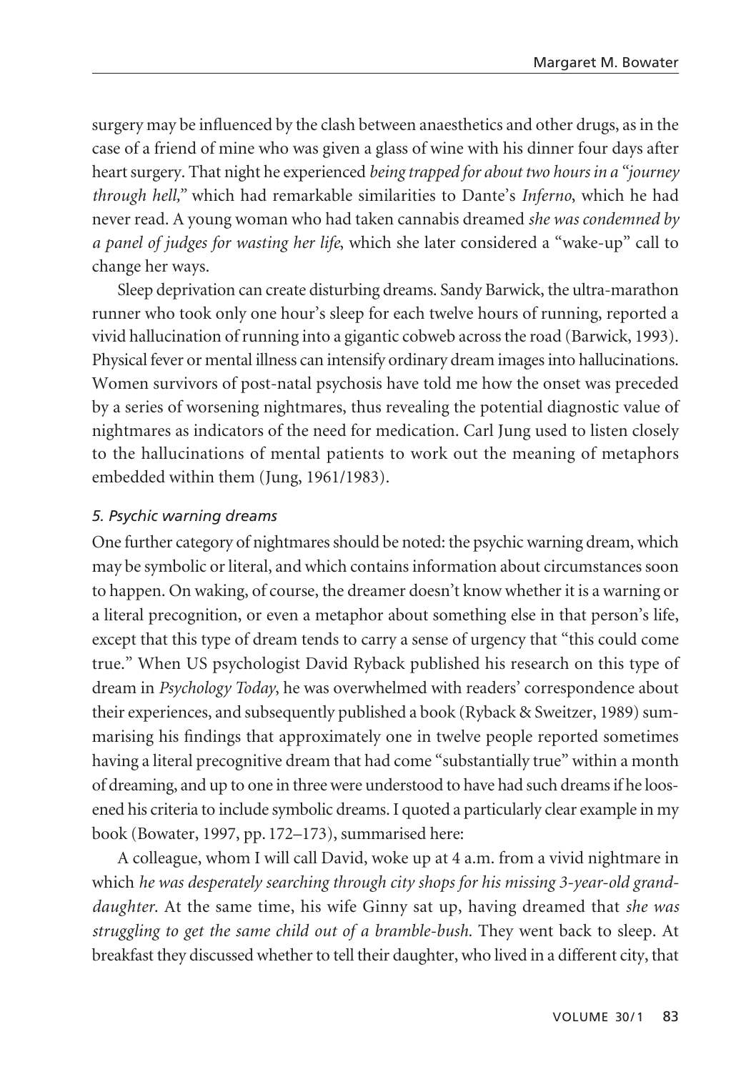surgery may be influenced by the clash between anaesthetics and other drugs, as in the case of a friend of mine who was given a glass of wine with his dinner four days after heart surgery. That night he experienced *being trapped for about two hours in a "journey through hell,"* which had remarkable similarities to Dante's *Inferno*, which he had never read. A young woman who had taken cannabis dreamed *she was condemned by a panel of judges for wasting her life*, which she later considered a "wake-up" call to change her ways.

Sleep deprivation can create disturbing dreams. Sandy Barwick, the ultra-marathon runner who took only one hour's sleep for each twelve hours of running, reported a vivid hallucination of running into a gigantic cobweb across the road (Barwick, 1993). Physical fever or mental illness can intensify ordinary dream images into hallucinations. Women survivors of post-natal psychosis have told me how the onset was preceded by a series of worsening nightmares, thus revealing the potential diagnostic value of nightmares as indicators of the need for medication. Carl Jung used to listen closely to the hallucinations of mental patients to work out the meaning of metaphors embedded within them (Jung, 1961/1983).

*5. Psychic warning dreams*

One further category of nightmares should be noted: the psychic warning dream, which may be symbolic or literal, and which contains information about circumstances soon to happen. On waking, of course, the dreamer doesn't know whether it is a warning or a literal precognition, or even a metaphor about something else in that person's life, except that this type of dream tends to carry a sense of urgency that "this could come true." When US psychologist David Ryback published his research on this type of dream in *Psychology Today*, he was overwhelmed with readers' correspondence about their experiences, and subsequently published a book (Ryback & Sweitzer, 1989) summarising his findings that approximately one in twelve people reported sometimes having a literal precognitive dream that had come "substantially true" within a month of dreaming, and up to one in three were understood to have had such dreams if he loosened his criteria to include symbolic dreams. I quoted a particularly clear example in my book (Bowater, 1997, pp. 172–173), summarised here:

A colleague, whom I will call David, woke up at 4 a.m. from a vivid nightmare in which *he was desperately searching through city shops for his missing 3-year-old granddaughter*. At the same time, his wife Ginny sat up, having dreamed that *she was struggling to get the same child out of a bramble-bush.* They went back to sleep. At breakfast they discussed whether to tell their daughter, who lived in a different city, that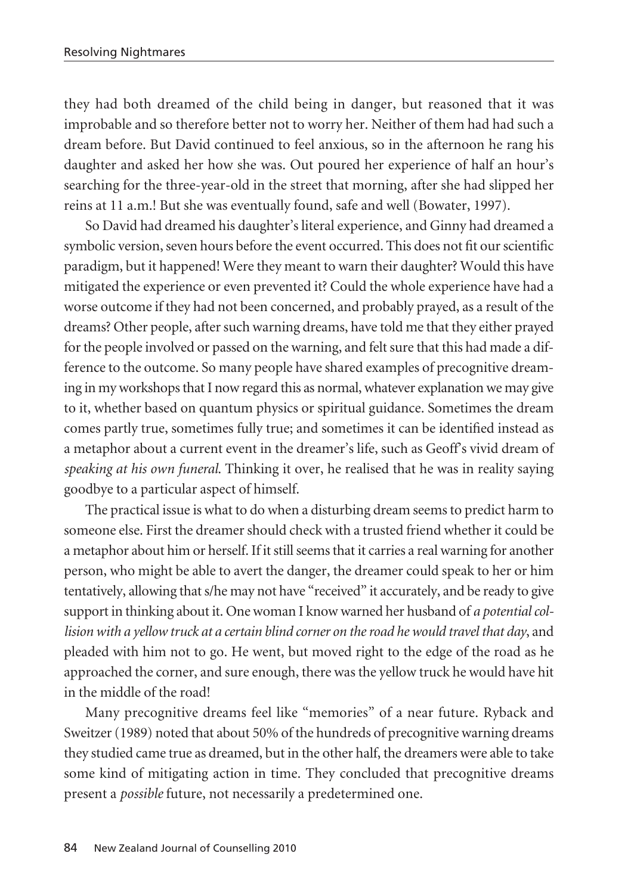they had both dreamed of the child being in danger, but reasoned that it was improbable and so therefore better not to worry her. Neither of them had had such a dream before. But David continued to feel anxious, so in the afternoon he rang his daughter and asked her how she was. Out poured her experience of half an hour's searching for the three-year-old in the street that morning, after she had slipped her reins at 11 a.m.! But she was eventually found, safe and well (Bowater, 1997).

So David had dreamed his daughter's literal experience, and Ginny had dreamed a symbolic version, seven hours before the event occurred. This does not fit our scientific paradigm, but it happened! Were they meant to warn their daughter? Would this have mitigated the experience or even prevented it? Could the whole experience have had a worse outcome if they had not been concerned, and probably prayed, as a result of the dreams? Other people, after such warning dreams, have told me that they either prayed for the people involved or passed on the warning, and felt sure that this had made a difference to the outcome. So many people have shared examples of precognitive dreaming in my workshops that I now regard this as normal, whatever explanation we may give to it, whether based on quantum physics or spiritual guidance. Sometimes the dream comes partly true, sometimes fully true; and sometimes it can be identified instead as a metaphor about a current event in the dreamer's life, such as Geoff's vivid dream of *speaking at his own funeral*. Thinking it over, he realised that he was in reality saying goodbye to a particular aspect of himself.

The practical issue is what to do when a disturbing dream seems to predict harm to someone else. First the dreamer should check with a trusted friend whether it could be a metaphor about him or herself. If it still seems that it carries a real warning for another person, who might be able to avert the danger, the dreamer could speak to her or him tentatively, allowing that s/he may not have "received" it accurately, and be ready to give support in thinking about it. One woman I know warned her husband of *a potential collision with a yellow truck at a certain blind corner on the road he would travel that day*, and pleaded with him not to go. He went, but moved right to the edge of the road as he approached the corner, and sure enough, there was the yellow truck he would have hit in the middle of the road!

Many precognitive dreams feel like "memories" of a near future. Ryback and Sweitzer (1989) noted that about 50% of the hundreds of precognitive warning dreams they studied came true as dreamed, but in the other half, the dreamers were able to take some kind of mitigating action in time. They concluded that precognitive dreams present a *possible* future, not necessarily a predetermined one.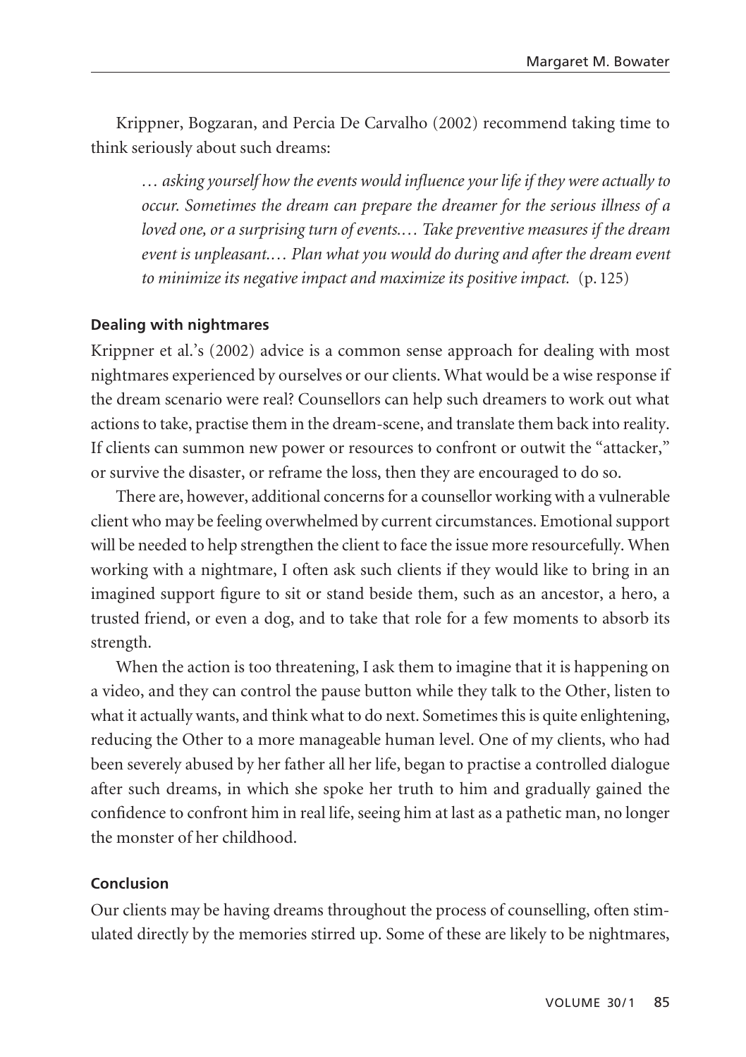Krippner, Bogzaran, and Percia De Carvalho (2002) recommend taking time to think seriously about such dreams:

> *… asking yourself how the events would influence your life if they were actually to occur. Sometimes the dream can prepare the dreamer for the serious illness of a loved one, or a surprising turn of events.… Take preventive measures if the dream event is unpleasant.… Plan what you would do during and after the dream event to minimize its negative impact and maximize its positive impact.* (p. 125)

### Dealing with nightmares

Krippner et al.'s (2002) advice is a common sense approach for dealing with most nightmares experienced by ourselves or our clients. What would be a wise response if the dream scenario were real? Counsellors can help such dreamers to work out what actions to take, practise them in the dream-scene, and translate them back into reality. If clients can summon new power or resources to confront or outwit the "attacker," or survive the disaster, or reframe the loss, then they are encouraged to do so.

There are, however, additional concerns for a counsellor working with a vulnerable client who may be feeling overwhelmed by current circumstances. Emotional support will be needed to help strengthen the client to face the issue more resourcefully. When working with a nightmare, I often ask such clients if they would like to bring in an imagined support figure to sit or stand beside them, such as an ancestor, a hero, a trusted friend, or even a dog, and to take that role for a few moments to absorb its strength.

When the action is too threatening, I ask them to imagine that it is happening on a video, and they can control the pause button while they talk to the Other, listen to what it actually wants, and think what to do next. Sometimes this is quite enlightening, reducing the Other to a more manageable human level. One of my clients, who had been severely abused by her father all her life, began to practise a controlled dialogue after such dreams, in which she spoke her truth to him and gradually gained the confidence to confront him in real life, seeing him at last as a pathetic man, no longer the monster of her childhood.

### Conclusion

Our clients may be having dreams throughout the process of counselling, often stimulated directly by the memories stirred up. Some of these are likely to be nightmares,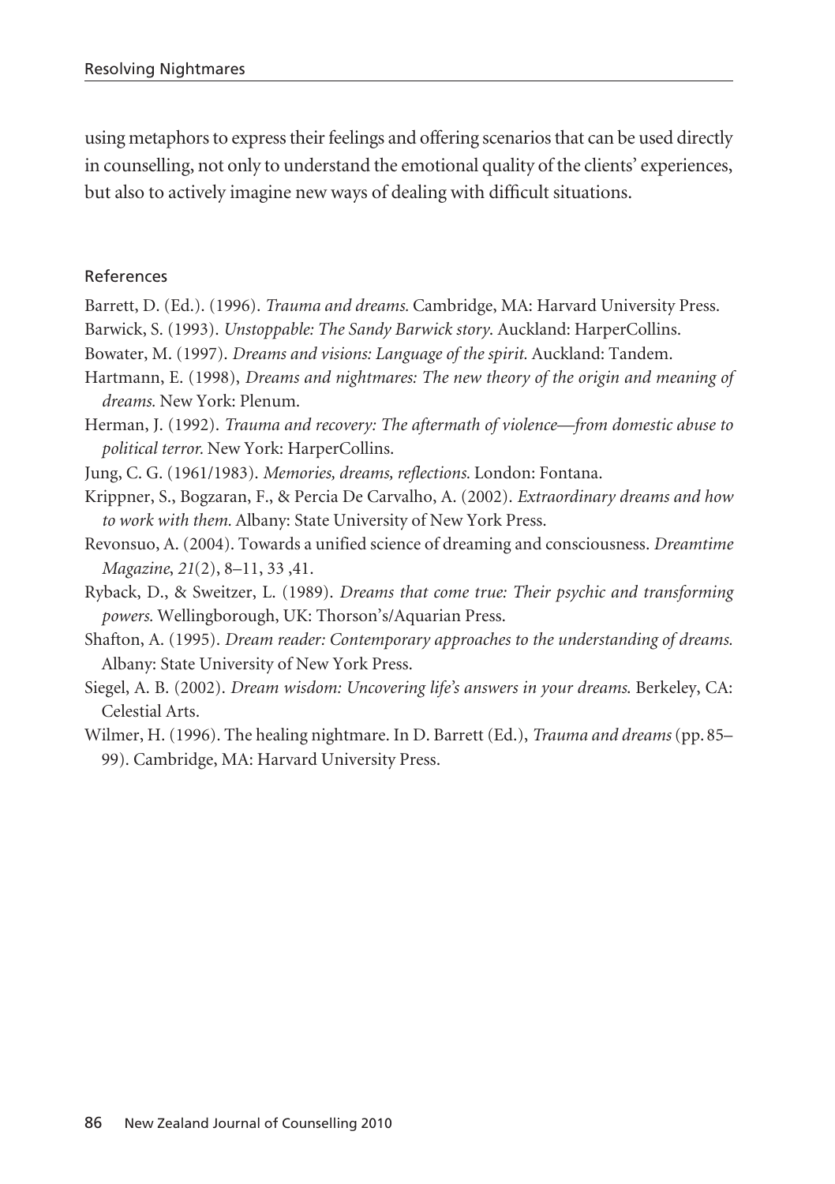using metaphors to express their feelings and offering scenarios that can be used directly in counselling, not only to understand the emotional quality of the clients' experiences, but also to actively imagine new ways of dealing with difficult situations.

## References

Barrett, D. (Ed.). (1996). *Trauma and dreams.* Cambridge, MA: Harvard University Press.

Barwick, S. (1993). *Unstoppable: The Sandy Barwick story.* Auckland: HarperCollins.

Bowater, M. (1997). *Dreams and visions: Language of the spirit.* Auckland: Tandem.

Hartmann, E. (1998), *Dreams and nightmares: The new theory of the origin and meaning of dreams.* New York: Plenum.

Herman, J. (1992). *Trauma and recovery: The aftermath of violence—from domestic abuse to political terror.* New York: HarperCollins.

Jung, C. G. (1961/1983). *Memories, dreams, reflections.* London: Fontana.

Krippner, S., Bogzaran, F., & Percia De Carvalho, A. (2002). *Extraordinary dreams and how to work with them.* Albany: State University of New York Press.

Revonsuo, A. (2004). Towards a unified science of dreaming and consciousness. *Dreamtime Magazine*, *21*(2), 8–11, 33 ,41.

Ryback, D., & Sweitzer, L. (1989). *Dreams that come true: Their psychic and transforming powers.* Wellingborough, UK: Thorson's/Aquarian Press.

Shafton, A. (1995). *Dream reader: Contemporary approaches to the understanding of dreams.* Albany: State University of New York Press.

Siegel, A. B. (2002). *Dream wisdom: Uncovering life's answers in your dreams.* Berkeley, CA: Celestial Arts.

Wilmer, H. (1996). The healing nightmare. In D. Barrett (Ed.), *Trauma and dreams* (pp. 85–99). Cambridge, MA: Harvard University Press.